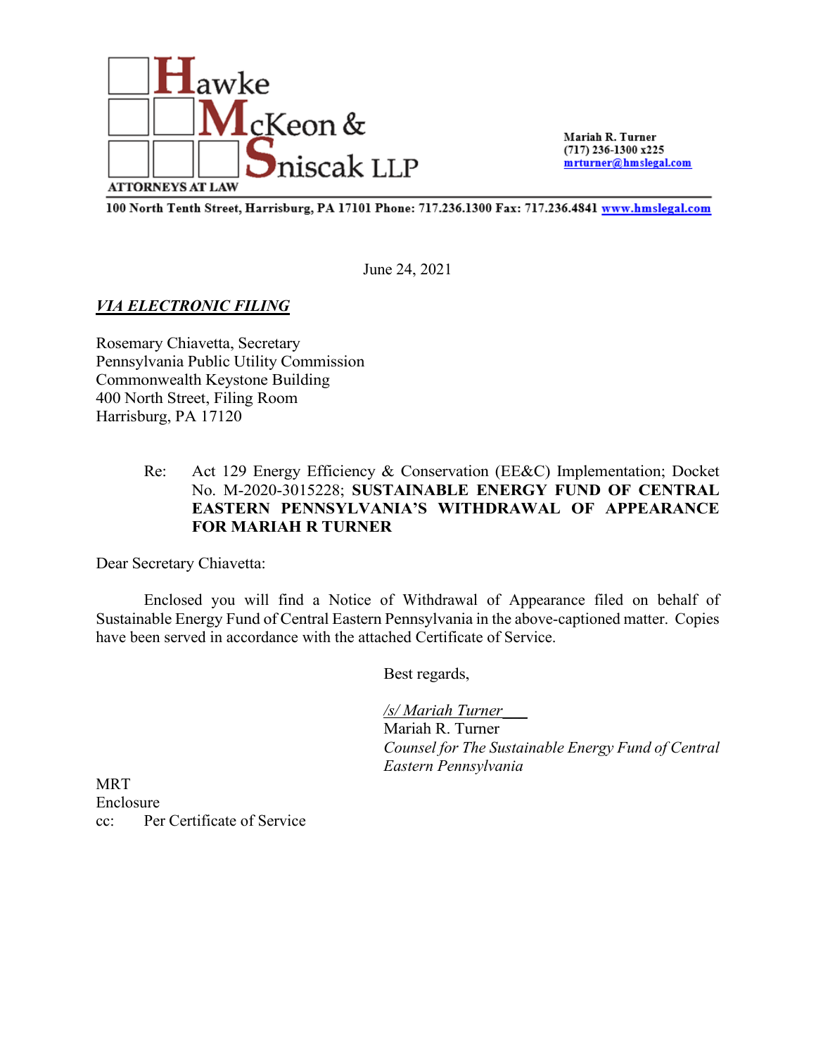Hawke McKeon & Sniscak LLP

ATTORNEYS AT LAW

Mariah R. Turner
(717) 236-1300 x225
mrturner@hmslegal.com

100 North Tenth Street, Harrisburg, PA 17101 Phone: 717.236.1300 Fax: 717.236.4841 www.hmslegal.com

June 24, 2021

***VIA ELECTRONIC FILING***

Rosemary Chiavetta, Secretary
Pennsylvania Public Utility Commission
Commonwealth Keystone Building
400 North Street, Filing Room
Harrisburg, PA 17120

Re: Act 129 Energy Efficiency & Conservation (EE&C) Implementation; Docket No. M-2020-3015228; **SUSTAINABLE ENERGY FUND OF CENTRAL EASTERN PENNSYLVANIA'S WITHDRAWAL OF APPEARANCE FOR MARIAH R TURNER**

Dear Secretary Chiavetta:

Enclosed you will find a Notice of Withdrawal of Appearance filed on behalf of Sustainable Energy Fund of Central Eastern Pennsylvania in the above-captioned matter. Copies have been served in accordance with the attached Certificate of Service.

Best regards,

*/s/ Mariah Turner*
Mariah R. Turner
*Counsel for The Sustainable Energy Fund of Central Eastern Pennsylvania*

MRT
Enclosure
cc: Per Certificate of Service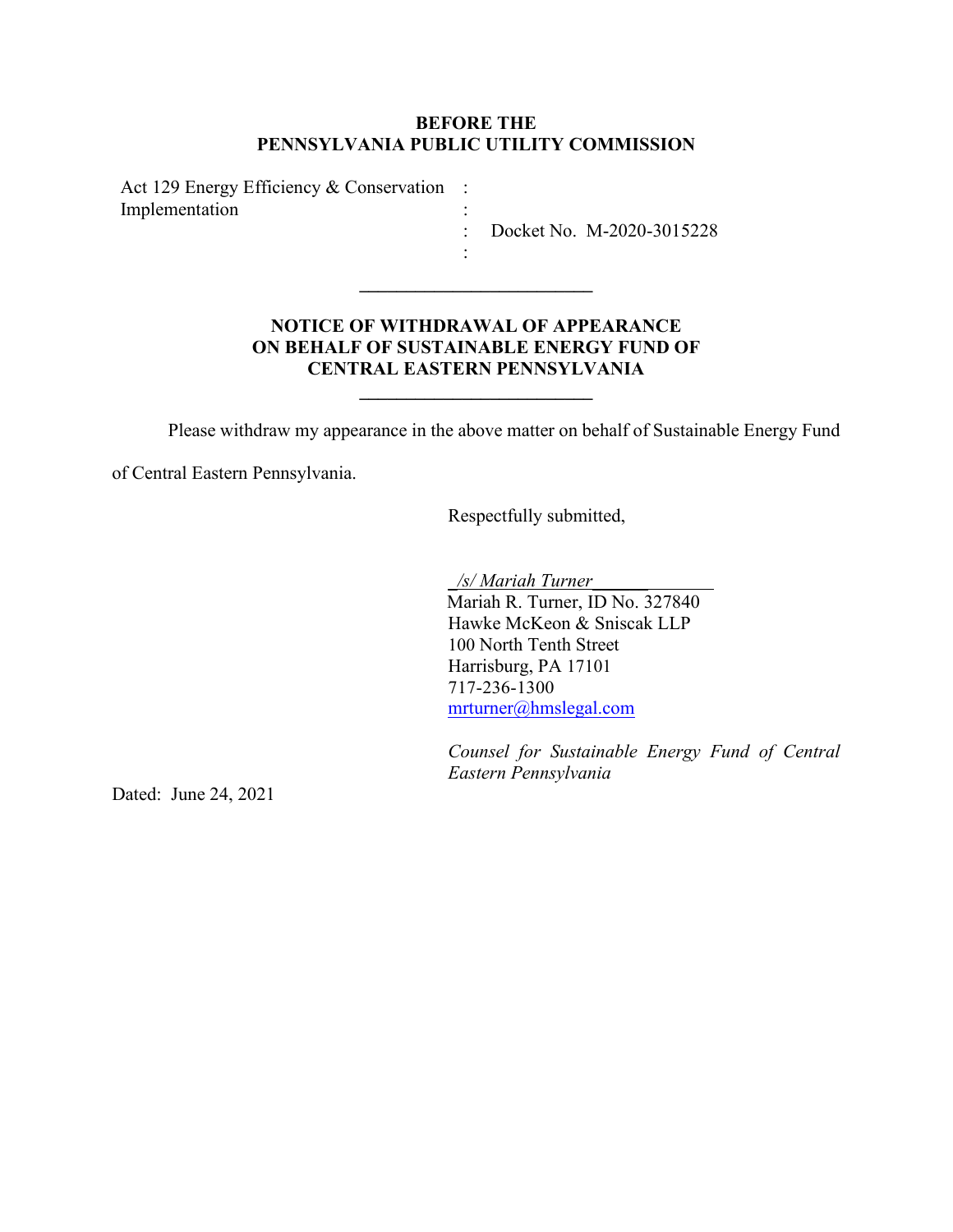**BEFORE THE**
**PENNSYLVANIA PUBLIC UTILITY COMMISSION**

Act 129 Energy Efficiency & Conservation Implementation : Docket No. M-2020-3015228

---

**NOTICE OF WITHDRAWAL OF APPEARANCE**
**ON BEHALF OF SUSTAINABLE ENERGY FUND OF**
**CENTRAL EASTERN PENNSYLVANIA**

---

Please withdraw my appearance in the above matter on behalf of Sustainable Energy Fund of Central Eastern Pennsylvania.

Respectfully submitted,

*/s/ Mariah Turner*
Mariah R. Turner, ID No. 327840
Hawke McKeon & Sniscak LLP
100 North Tenth Street
Harrisburg, PA 17101
717-236-1300
mrturner@hmslegal.com

*Counsel for Sustainable Energy Fund of Central Eastern Pennsylvania*

Dated: June 24, 2021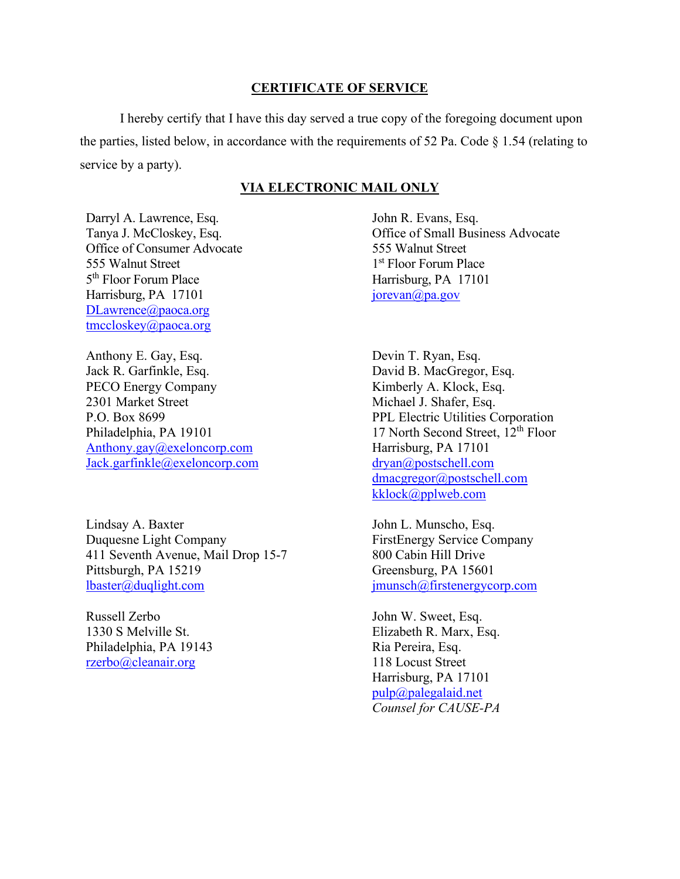## CERTIFICATE OF SERVICE

I hereby certify that I have this day served a true copy of the foregoing document upon the parties, listed below, in accordance with the requirements of 52 Pa. Code § 1.54 (relating to service by a party).

**VIA ELECTRONIC MAIL ONLY**

Darryl A. Lawrence, Esq.
Tanya J. McCloskey, Esq.
Office of Consumer Advocate
555 Walnut Street
5th Floor Forum Place
Harrisburg, PA 17101
DLawrence@paoca.org
tmccloskey@paoca.org

John R. Evans, Esq.
Office of Small Business Advocate
555 Walnut Street
1st Floor Forum Place
Harrisburg, PA 17101
jorevan@pa.gov

Anthony E. Gay, Esq.
Jack R. Garfinkle, Esq.
PECO Energy Company
2301 Market Street
P.O. Box 8699
Philadelphia, PA 19101
Anthony.gay@exeloncorp.com
Jack.garfinkle@exeloncorp.com

Devin T. Ryan, Esq.
David B. MacGregor, Esq.
Kimberly A. Klock, Esq.
Michael J. Shafer, Esq.
PPL Electric Utilities Corporation
17 North Second Street, 12th Floor
Harrisburg, PA 17101
dryan@postschell.com
dmacgregor@postschell.com
kklock@pplweb.com

Lindsay A. Baxter
Duquesne Light Company
411 Seventh Avenue, Mail Drop 15-7
Pittsburgh, PA 15219
lbaster@duqlight.com

John L. Munscho, Esq.
FirstEnergy Service Company
800 Cabin Hill Drive
Greensburg, PA 15601
jmunsch@firstenergycorp.com

Russell Zerbo
1330 S Melville St.
Philadelphia, PA 19143
rzerbo@cleanair.org

John W. Sweet, Esq.
Elizabeth R. Marx, Esq.
Ria Pereira, Esq.
118 Locust Street
Harrisburg, PA 17101
pulp@palegalaid.net
*Counsel for CAUSE-PA*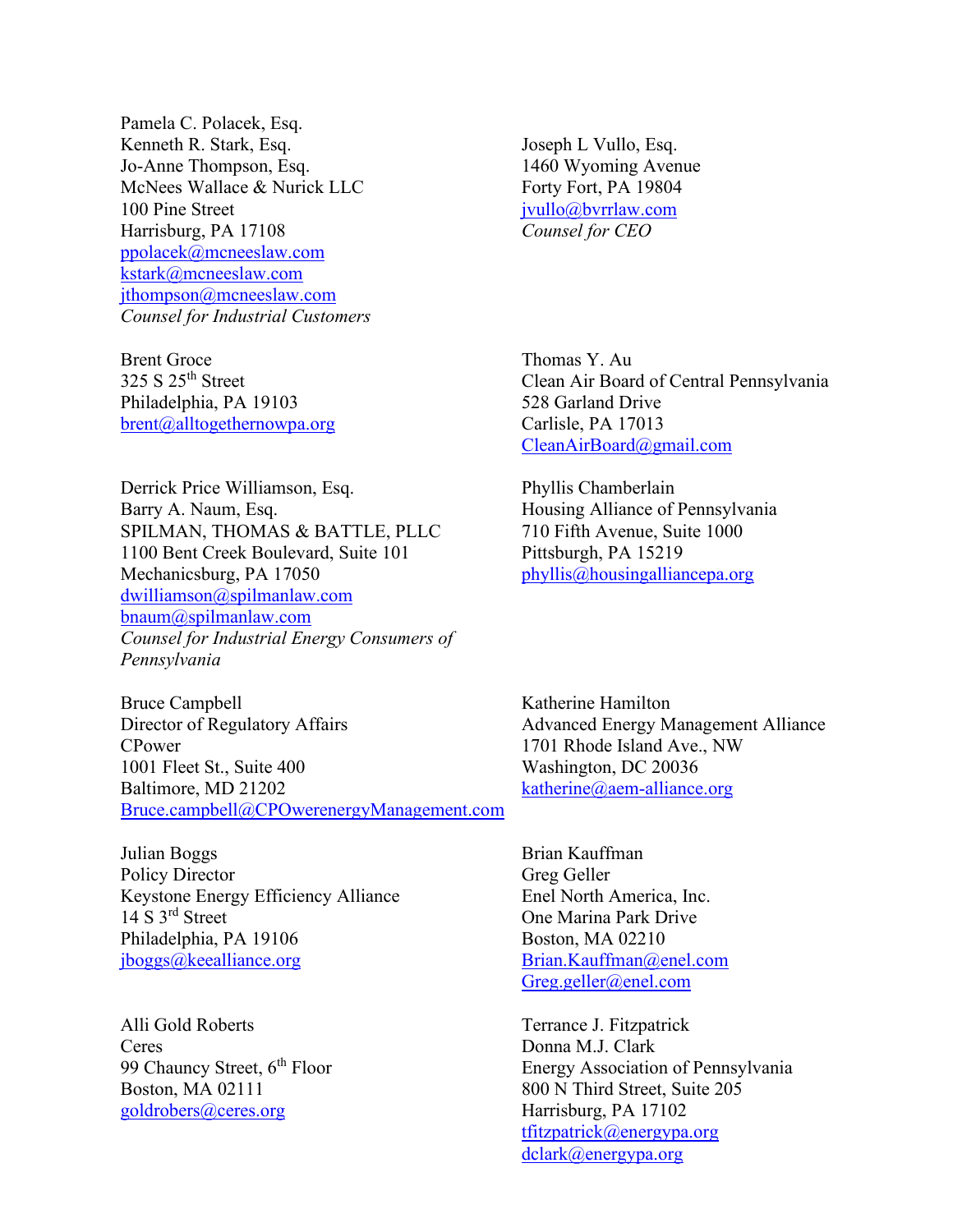Pamela C. Polacek, Esq.
Kenneth R. Stark, Esq.
Jo-Anne Thompson, Esq.
McNees Wallace & Nurick LLC
100 Pine Street
Harrisburg, PA 17108
ppolacek@mcneeslaw.com
kstark@mcneeslaw.com
jthompson@mcneeslaw.com
*Counsel for Industrial Customers*

Joseph L Vullo, Esq.
1460 Wyoming Avenue
Forty Fort, PA 19804
jvullo@bvrrlaw.com
*Counsel for CEO*

Brent Groce
325 S 25th Street
Philadelphia, PA 19103
brent@alltogethernowpa.org

Thomas Y. Au
Clean Air Board of Central Pennsylvania
528 Garland Drive
Carlisle, PA 17013
CleanAirBoard@gmail.com

Derrick Price Williamson, Esq.
Barry A. Naum, Esq.
SPILMAN, THOMAS & BATTLE, PLLC
1100 Bent Creek Boulevard, Suite 101
Mechanicsburg, PA 17050
dwilliamson@spilmanlaw.com
bnaum@spilmanlaw.com
*Counsel for Industrial Energy Consumers of Pennsylvania*

Phyllis Chamberlain
Housing Alliance of Pennsylvania
710 Fifth Avenue, Suite 1000
Pittsburgh, PA 15219
phyllis@housingalliancepa.org

Bruce Campbell
Director of Regulatory Affairs
CPower
1001 Fleet St., Suite 400
Baltimore, MD 21202
Bruce.campbell@CPOwerenergyManagement.com

Katherine Hamilton
Advanced Energy Management Alliance
1701 Rhode Island Ave., NW
Washington, DC 20036
katherine@aem-alliance.org

Julian Boggs
Policy Director
Keystone Energy Efficiency Alliance
14 S 3rd Street
Philadelphia, PA 19106
jboggs@keealliance.org

Brian Kauffman
Greg Geller
Enel North America, Inc.
One Marina Park Drive
Boston, MA 02210
Brian.Kauffman@enel.com
Greg.geller@enel.com

Alli Gold Roberts
Ceres
99 Chauncy Street, 6th Floor
Boston, MA 02111
goldrobers@ceres.org

Terrance J. Fitzpatrick
Donna M.J. Clark
Energy Association of Pennsylvania
800 N Third Street, Suite 205
Harrisburg, PA 17102
tfitzpatrick@energypa.org
dclark@energypa.org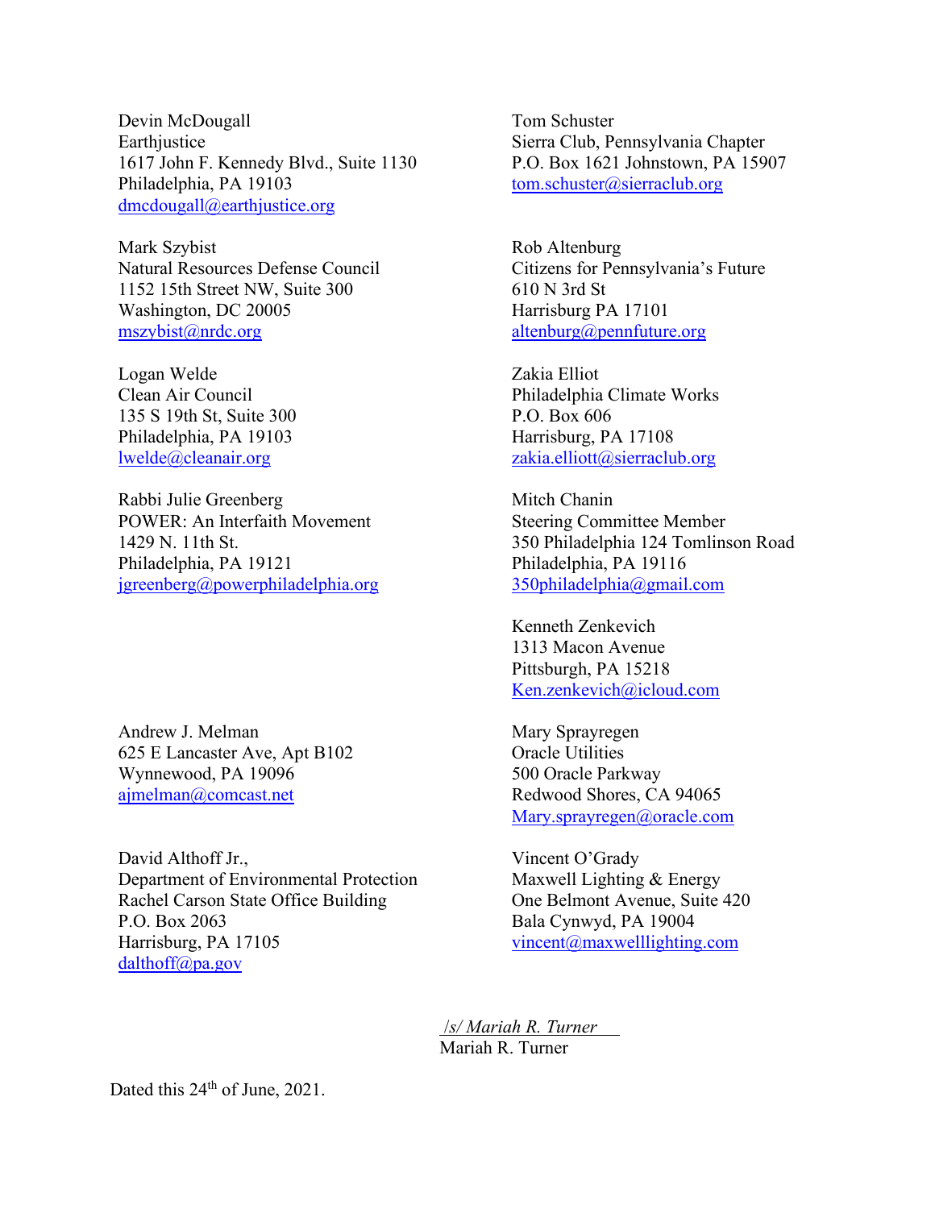Devin McDougall
Earthjustice
1617 John F. Kennedy Blvd., Suite 1130
Philadelphia, PA 19103
dmcdougall@earthjustice.org

Tom Schuster
Sierra Club, Pennsylvania Chapter
P.O. Box 1621 Johnstown, PA 15907
tom.schuster@sierraclub.org

Mark Szybist
Natural Resources Defense Council
1152 15th Street NW, Suite 300
Washington, DC 20005
mszybist@nrdc.org

Rob Altenburg
Citizens for Pennsylvania's Future
610 N 3rd St
Harrisburg PA 17101
altenburg@pennfuture.org

Logan Welde
Clean Air Council
135 S 19th St, Suite 300
Philadelphia, PA 19103
lwelde@cleanair.org

Zakia Elliot
Philadelphia Climate Works
P.O. Box 606
Harrisburg, PA 17108
zakia.elliott@sierraclub.org

Rabbi Julie Greenberg
POWER: An Interfaith Movement
1429 N. 11th St.
Philadelphia, PA 19121
jgreenberg@powerphiladelphia.org

Mitch Chanin
Steering Committee Member
350 Philadelphia 124 Tomlinson Road
Philadelphia, PA 19116
350philadelphia@gmail.com

Kenneth Zenkevich
1313 Macon Avenue
Pittsburgh, PA 15218
Ken.zenkevich@icloud.com

Andrew J. Melman
625 E Lancaster Ave, Apt B102
Wynnewood, PA 19096
ajmelman@comcast.net

Mary Sprayregen
Oracle Utilities
500 Oracle Parkway
Redwood Shores, CA 94065
Mary.sprayregen@oracle.com

David Althoff Jr.,
Department of Environmental Protection
Rachel Carson State Office Building
P.O. Box 2063
Harrisburg, PA 17105
dalthoff@pa.gov

Vincent O'Grady
Maxwell Lighting & Energy
One Belmont Avenue, Suite 420
Bala Cynwyd, PA 19004
vincent@maxwelllighting.com

*/s/ Mariah R. Turner*
Mariah R. Turner

Dated this 24th of June, 2021.